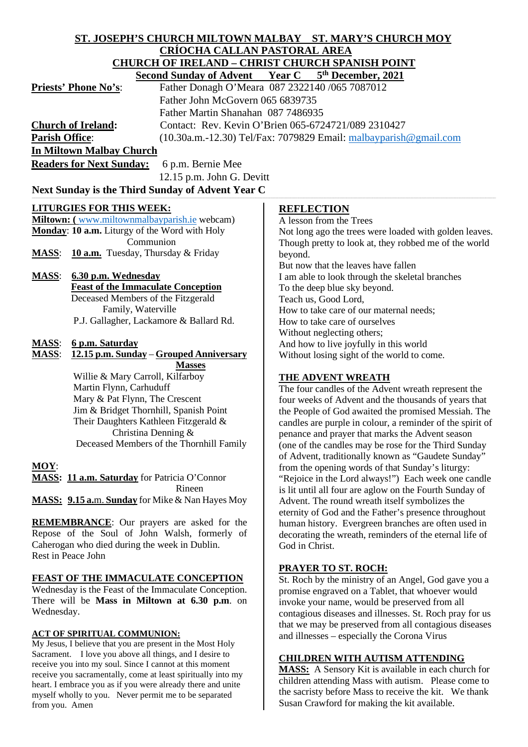# ST. JOSEPH'S CHURCH MILTOWN MALBAY ST. MARY'S CHURCH MOY

## CRÍOCHA CALLAN PASTORAL AREA

## CHURCH OF IRELAND – CHRIST CHURCH SPANISH POINT

**Second Sunday of Advent Year C 5th December, 2021**

**Priests' Phone No's**: Father Donagh O'Meara 087 2322140 /065 7087012
Father John McGovern 065 6839735
Father Martin Shanahan 087 7486935

**Church of Ireland:** Contact: Rev. Kevin O'Brien 065-6724721/089 2310427

**Parish Office**: (10.30a.m.-12.30) Tel/Fax: 7079829 Email: malbayparish@gmail.com

**In Miltown Malbay Church**

**Readers for Next Sunday:** 6 p.m. Bernie Mee
12.15 p.m. John G. Devitt

**Next Sunday is the Third Sunday of Advent Year C**

### LITURGIES FOR THIS WEEK:

**Miltown: (** www.miltownmalbayparish.ie webcam)

**Monday**: **10 a.m.** Liturgy of the Word with Holy Communion

**MASS**: **10 a.m.** Tuesday, Thursday & Friday

**MASS**: **6.30 p.m. Wednesday**
**Feast of the Immaculate Conception**
Deceased Members of the Fitzgerald Family, Waterville
P.J. Gallagher, Lackamore & Ballard Rd.

**MASS**: **6 p.m. Saturday**
**MASS**: **12.15 p.m. Sunday** – **Grouped Anniversary Masses**
Willie & Mary Carroll, Kilfarboy
Martin Flynn, Carhuduff
Mary & Pat Flynn, The Crescent
Jim & Bridget Thornhill, Spanish Point
Their Daughters Kathleen Fitzgerald & Christina Denning &
Deceased Members of the Thornhill Family

**MOY**:
**MASS: 11 a.m. Saturday** for Patricia O'Connor Rineen
**MASS: 9.15 a.m. Sunday** for Mike & Nan Hayes Moy

**REMEMBRANCE**: Our prayers are asked for the Repose of the Soul of John Walsh, formerly of Caherogan who died during the week in Dublin.
Rest in Peace John

### FEAST OF THE IMMACULATE CONCEPTION

Wednesday is the Feast of the Immaculate Conception. There will be **Mass in Miltown at 6.30 p.m**. on Wednesday.

### ACT OF SPIRITUAL COMMUNION:

My Jesus, I believe that you are present in the Most Holy Sacrament. I love you above all things, and I desire to receive you into my soul. Since I cannot at this moment receive you sacramentally, come at least spiritually into my heart. I embrace you as if you were already there and unite myself wholly to you. Never permit me to be separated from you. Amen

### REFLECTION

A lesson from the Trees
Not long ago the trees were loaded with golden leaves.
Though pretty to look at, they robbed me of the world beyond.
But now that the leaves have fallen
I am able to look through the skeletal branches
To the deep blue sky beyond.
Teach us, Good Lord,
How to take care of our maternal needs;
How to take care of ourselves
Without neglecting others;
And how to live joyfully in this world
Without losing sight of the world to come.

### THE ADVENT WREATH

The four candles of the Advent wreath represent the four weeks of Advent and the thousands of years that the People of God awaited the promised Messiah. The candles are purple in colour, a reminder of the spirit of penance and prayer that marks the Advent season (one of the candles may be rose for the Third Sunday of Advent, traditionally known as "Gaudete Sunday" from the opening words of that Sunday's liturgy: "Rejoice in the Lord always!") Each week one candle is lit until all four are aglow on the Fourth Sunday of Advent. The round wreath itself symbolizes the eternity of God and the Father's presence throughout human history. Evergreen branches are often used in decorating the wreath, reminders of the eternal life of God in Christ.

### PRAYER TO ST. ROCH:

St. Roch by the ministry of an Angel, God gave you a promise engraved on a Tablet, that whoever would invoke your name, would be preserved from all contagious diseases and illnesses. St. Roch pray for us that we may be preserved from all contagious diseases and illnesses – especially the Corona Virus

### CHILDREN WITH AUTISM ATTENDING

**MASS:** A Sensory Kit is available in each church for children attending Mass with autism. Please come to the sacristy before Mass to receive the kit. We thank Susan Crawford for making the kit available.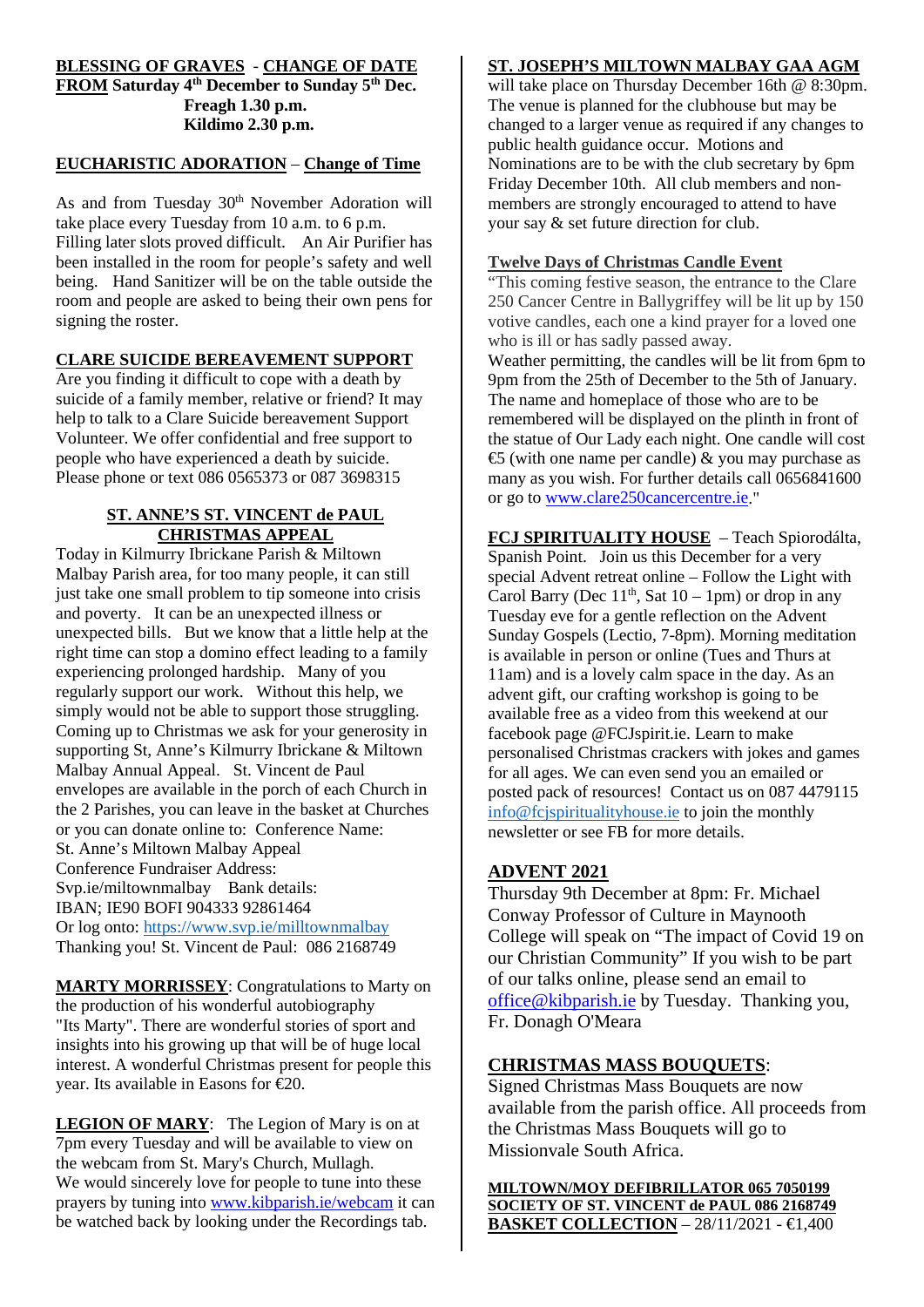**BLESSING OF GRAVES - CHANGE OF DATE FROM Saturday 4th December to Sunday 5th Dec.**

**Freagh 1.30 p.m.**

**Kildimo 2.30 p.m.**

**EUCHARISTIC ADORATION – Change of Time**

As and from Tuesday 30th November Adoration will take place every Tuesday from 10 a.m. to 6 p.m. Filling later slots proved difficult. An Air Purifier has been installed in the room for people's safety and well being. Hand Sanitizer will be on the table outside the room and people are asked to being their own pens for signing the roster.

**CLARE SUICIDE BEREAVEMENT SUPPORT**

Are you finding it difficult to cope with a death by suicide of a family member, relative or friend? It may help to talk to a Clare Suicide bereavement Support Volunteer. We offer confidential and free support to people who have experienced a death by suicide. Please phone or text 086 0565373 or 087 3698315

**ST. ANNE'S ST. VINCENT de PAUL CHRISTMAS APPEAL**

Today in Kilmurry Ibrickane Parish & Miltown Malbay Parish area, for too many people, it can still just take one small problem to tip someone into crisis and poverty. It can be an unexpected illness or unexpected bills. But we know that a little help at the right time can stop a domino effect leading to a family experiencing prolonged hardship. Many of you regularly support our work. Without this help, we simply would not be able to support those struggling. Coming up to Christmas we ask for your generosity in supporting St, Anne's Kilmurry Ibrickane & Miltown Malbay Annual Appeal. St. Vincent de Paul envelopes are available in the porch of each Church in the 2 Parishes, you can leave in the basket at Churches or you can donate online to: Conference Name: St. Anne's Miltown Malbay Appeal
Conference Fundraiser Address: Svp.ie/miltownmalbay Bank details:
IBAN; IE90 BOFI 904333 92861464
Or log onto: https://www.svp.ie/milltownmalbay
Thanking you! St. Vincent de Paul: 086 2168749

**MARTY MORRISSEY**: Congratulations to Marty on the production of his wonderful autobiography "Its Marty". There are wonderful stories of sport and insights into his growing up that will be of huge local interest. A wonderful Christmas present for people this year. Its available in Easons for €20.

**LEGION OF MARY**: The Legion of Mary is on at 7pm every Tuesday and will be available to view on the webcam from St. Mary's Church, Mullagh. We would sincerely love for people to tune into these prayers by tuning into www.kibparish.ie/webcam it can be watched back by looking under the Recordings tab.

**ST. JOSEPH'S MILTOWN MALBAY GAA AGM**

will take place on Thursday December 16th @ 8:30pm. The venue is planned for the clubhouse but may be changed to a larger venue as required if any changes to public health guidance occur. Motions and Nominations are to be with the club secretary by 6pm Friday December 10th. All club members and non-members are strongly encouraged to attend to have your say & set future direction for club.

**Twelve Days of Christmas Candle Event**

"This coming festive season, the entrance to the Clare 250 Cancer Centre in Ballygriffey will be lit up by 150 votive candles, each one a kind prayer for a loved one who is ill or has sadly passed away.
Weather permitting, the candles will be lit from 6pm to 9pm from the 25th of December to the 5th of January. The name and homeplace of those who are to be remembered will be displayed on the plinth in front of the statue of Our Lady each night. One candle will cost €5 (with one name per candle) & you may purchase as many as you wish. For further details call 0656841600 or go to www.clare250cancercentre.ie."

**FCJ SPIRITUALITY HOUSE** – Teach Spiorodálta, Spanish Point. Join us this December for a very special Advent retreat online – Follow the Light with Carol Barry (Dec 11th, Sat 10 – 1pm) or drop in any Tuesday eve for a gentle reflection on the Advent Sunday Gospels (Lectio, 7-8pm). Morning meditation is available in person or online (Tues and Thurs at 11am) and is a lovely calm space in the day. As an advent gift, our crafting workshop is going to be available free as a video from this weekend at our facebook page @FCJspirit.ie. Learn to make personalised Christmas crackers with jokes and games for all ages. We can even send you an emailed or posted pack of resources! Contact us on 087 4479115 info@fcjspiritualityhouse.ie to join the monthly newsletter or see FB for more details.

**ADVENT 2021**

Thursday 9th December at 8pm: Fr. Michael Conway Professor of Culture in Maynooth College will speak on "The impact of Covid 19 on our Christian Community" If you wish to be part of our talks online, please send an email to office@kibparish.ie by Tuesday. Thanking you, Fr. Donagh O'Meara

**CHRISTMAS MASS BOUQUETS**:

Signed Christmas Mass Bouquets are now available from the parish office. All proceeds from the Christmas Mass Bouquets will go to Missionvale South Africa.

**MILTOWN/MOY DEFIBRILLATOR 065 7050199**
**SOCIETY OF ST. VINCENT de PAUL 086 2168749**
**BASKET COLLECTION** – 28/11/2021 - €1,400